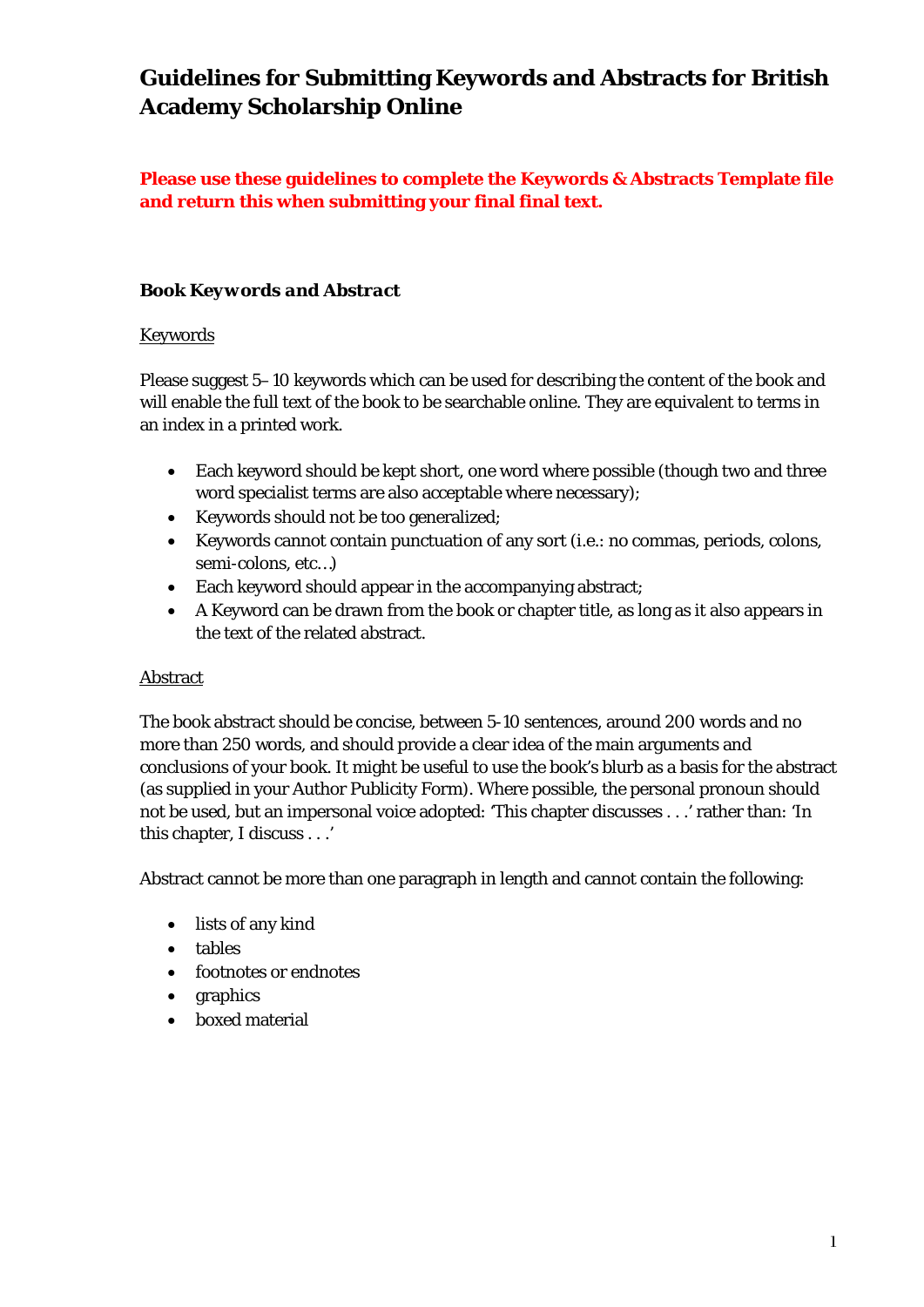# Guidelines for Submitting Keywords and Abstracts for British Academy Scholarship Online

**Please use these guidelines to complete the Keywords & Abstracts Template file and return this when submitting your final final text.**

### *Book Keywords and Abstract*

Keywords

Please suggest 5–10 keywords which can be used for describing the content of the book and will enable the full text of the book to be searchable online. They are equivalent to terms in an index in a printed work.

- Each keyword should be kept short, one word where possible (though two and three word specialist terms are also acceptable where necessary);
- Keywords should not be too generalized;
- Keywords cannot contain punctuation of any sort (i.e.: no commas, periods, colons, semi-colons, etc…)
- Each keyword should appear in the accompanying abstract;
- A Keyword can be drawn from the book or chapter title, as long as it also appears in the text of the related abstract.

Abstract

The book abstract should be concise, between 5-10 sentences, around 200 words and no more than 250 words, and should provide a clear idea of the main arguments and conclusions of your book. It might be useful to use the book's blurb as a basis for the abstract (as supplied in your Author Publicity Form). Where possible, the personal pronoun should not be used, but an impersonal voice adopted: 'This chapter discusses . . .' rather than: 'In this chapter, I discuss . . .'

Abstract cannot be more than one paragraph in length and cannot contain the following:

- lists of any kind
- tables
- footnotes or endnotes
- graphics
- boxed material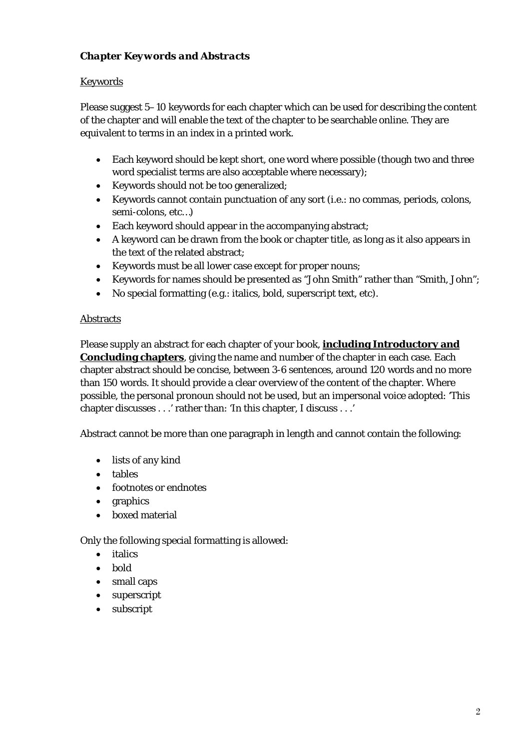### ***Chapter Keywords and Abstracts***

Keywords

Please suggest 5–10 keywords for each chapter which can be used for describing the content of the chapter and will enable the text of the chapter to be searchable online. They are equivalent to terms in an index in a printed work.

- Each keyword should be kept short, one word where possible (though two and three word specialist terms are also acceptable where necessary);
- Keywords should not be too generalized;
- Keywords cannot contain punctuation of any sort (i.e.: no commas, periods, colons, semi-colons, etc…)
- Each keyword should appear in the accompanying abstract;
- A keyword can be drawn from the book or chapter title, as long as it also appears in the text of the related abstract;
- Keywords must be all lower case except for proper nouns;
- Keywords for names should be presented as "John Smith" rather than "Smith, John";
- No special formatting (e.g.: italics, bold, superscript text, etc).

Abstracts

Please supply an abstract for each chapter of your book, **including Introductory and Concluding chapters**, giving the name and number of the chapter in each case. Each chapter abstract should be concise, between 3-6 sentences, around 120 words and no more than 150 words. It should provide a clear overview of the content of the chapter. Where possible, the personal pronoun should not be used, but an impersonal voice adopted: 'This chapter discusses . . .' rather than: 'In this chapter, I discuss . . .'

Abstract cannot be more than one paragraph in length and cannot contain the following:

- lists of any kind
- tables
- footnotes or endnotes
- graphics
- boxed material

Only the following special formatting is allowed:

- italics
- bold
- small caps
- superscript
- subscript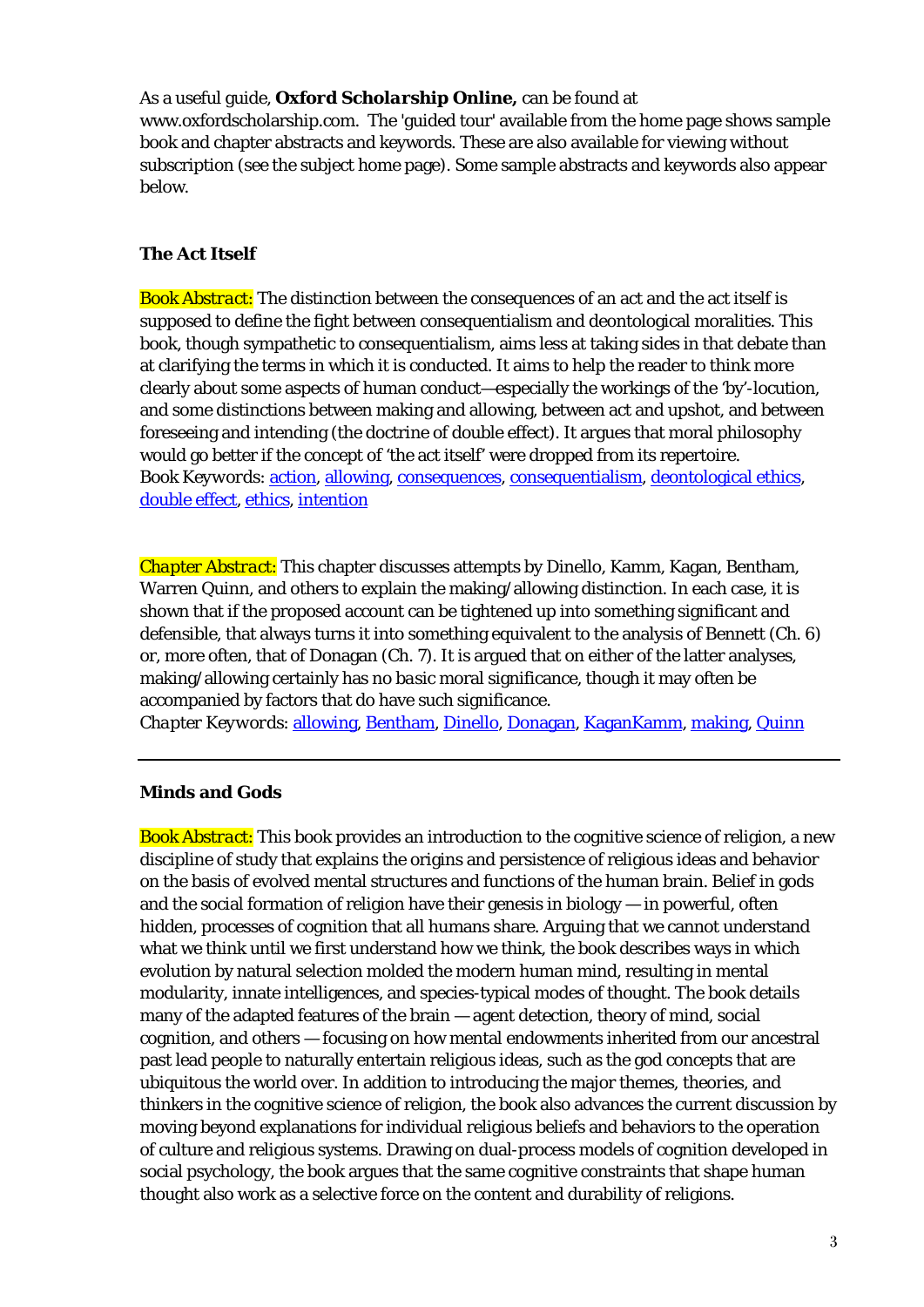As a useful guide, ***Oxford Scholarship Online,*** can be found at www.oxfordscholarship.com. The 'guided tour' available from the home page shows sample book and chapter abstracts and keywords. These are also available for viewing without subscription (see the subject home page). Some sample abstracts and keywords also appear below.

### The Act Itself

*Book Abstract:* The distinction between the consequences of an act and the act itself is supposed to define the fight between consequentialism and deontological moralities. This book, though sympathetic to consequentialism, aims less at taking sides in that debate than at clarifying the terms in which it is conducted. It aims to help the reader to think more clearly about some aspects of human conduct—especially the workings of the 'by'-locution, and some distinctions between making and allowing, between act and upshot, and between foreseeing and intending (the doctrine of double effect). It argues that moral philosophy would go better if the concept of 'the act itself' were dropped from its repertoire.
*Book Keywords:* action, allowing, consequences, consequentialism, deontological ethics, double effect, ethics, intention

*Chapter Abstract:* This chapter discusses attempts by Dinello, Kamm, Kagan, Bentham, Warren Quinn, and others to explain the making/allowing distinction. In each case, it is shown that if the proposed account can be tightened up into something significant and defensible, that always turns it into something equivalent to the analysis of Bennett (Ch. 6) or, more often, that of Donagan (Ch. 7). It is argued that on either of the latter analyses, making/allowing certainly has no *basic* moral significance, though it may often be accompanied by factors that do have such significance.
*Chapter Keywords:* allowing, Bentham, Dinello, Donagan, KaganKamm, making, Quinn

---

### Minds and Gods

*Book Abstract:* This book provides an introduction to the cognitive science of religion, a new discipline of study that explains the origins and persistence of religious ideas and behavior on the basis of evolved mental structures and functions of the human brain. Belief in gods and the social formation of religion have their genesis in biology — in powerful, often hidden, processes of cognition that all humans share. Arguing that we cannot understand what we think until we first understand how we think, the book describes ways in which evolution by natural selection molded the modern human mind, resulting in mental modularity, innate intelligences, and species-typical modes of thought. The book details many of the adapted features of the brain — agent detection, theory of mind, social cognition, and others — focusing on how mental endowments inherited from our ancestral past lead people to naturally entertain religious ideas, such as the god concepts that are ubiquitous the world over. In addition to introducing the major themes, theories, and thinkers in the cognitive science of religion, the book also advances the current discussion by moving beyond explanations for individual religious beliefs and behaviors to the operation of culture and religious systems. Drawing on dual-process models of cognition developed in social psychology, the book argues that the same cognitive constraints that shape human thought also work as a selective force on the content and durability of religions.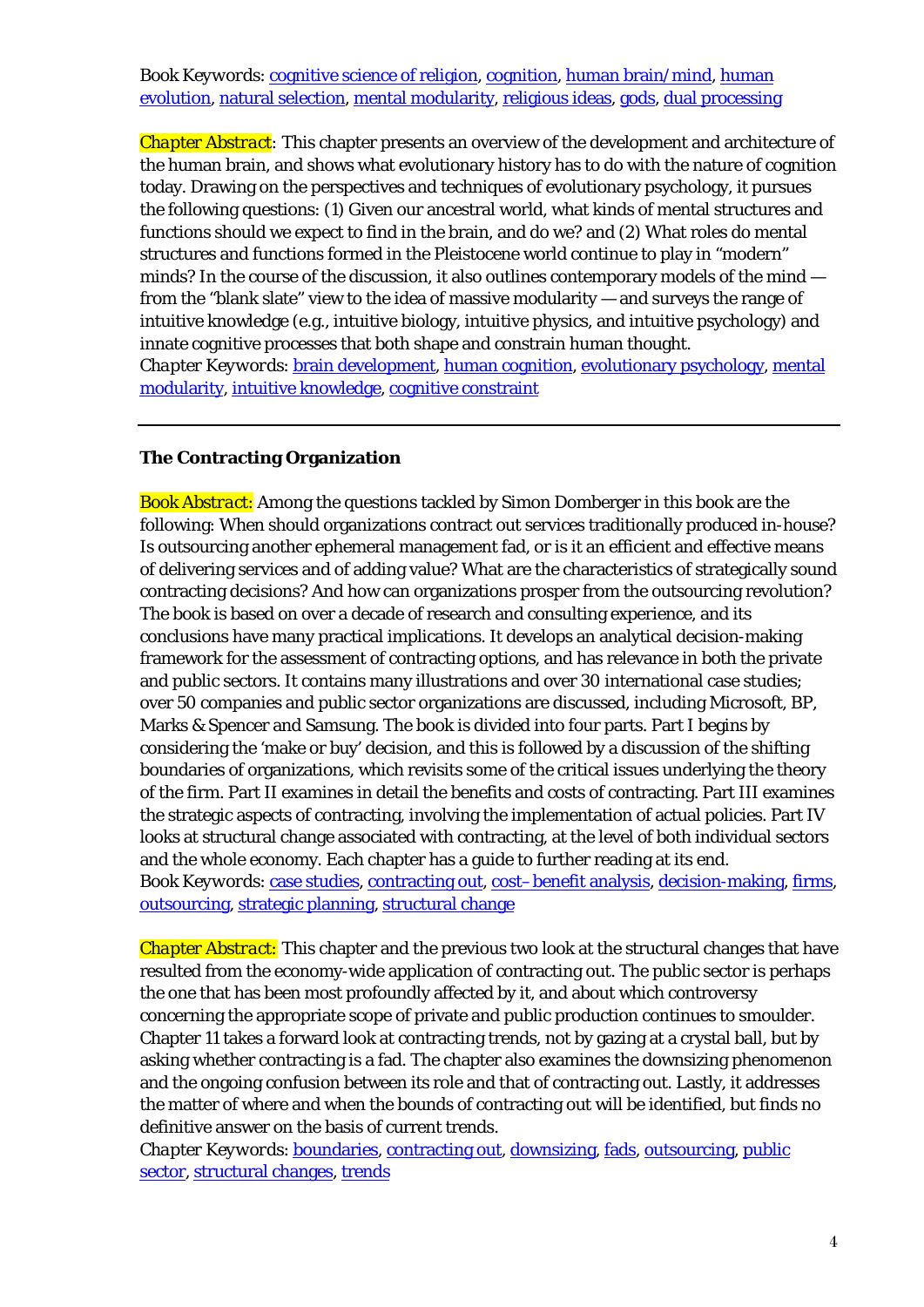*Book Keywords*: [cognitive science of religion](), [cognition](), [human brain/mind](), [human evolution](), [natural selection](), [mental modularity](), [religious ideas](), [gods](), [dual processing]()

*Chapter Abstract*: This chapter presents an overview of the development and architecture of the human brain, and shows what evolutionary history has to do with the nature of cognition today. Drawing on the perspectives and techniques of evolutionary psychology, it pursues the following questions: (1) Given our ancestral world, what kinds of mental structures and functions should we expect to find in the brain, and do we? and (2) What roles do mental structures and functions formed in the Pleistocene world continue to play in "modern" minds? In the course of the discussion, it also outlines contemporary models of the mind — from the "blank slate" view to the idea of massive modularity — and surveys the range of intuitive knowledge (e.g., intuitive biology, intuitive physics, and intuitive psychology) and innate cognitive processes that both shape and constrain human thought.
*Chapter Keywords*: [brain development](), [human cognition](), [evolutionary psychology](), [mental modularity](), [intuitive knowledge](), [cognitive constraint]()

---

**The Contracting Organization**

*Book Abstract:* Among the questions tackled by Simon Domberger in this book are the following: When should organizations contract out services traditionally produced in-house? Is outsourcing another ephemeral management fad, or is it an efficient and effective means of delivering services and of adding value? What are the characteristics of strategically sound contracting decisions? And how can organizations prosper from the outsourcing revolution? The book is based on over a decade of research and consulting experience, and its conclusions have many practical implications. It develops an analytical decision-making framework for the assessment of contracting options, and has relevance in both the private and public sectors. It contains many illustrations and over 30 international case studies; over 50 companies and public sector organizations are discussed, including Microsoft, BP, Marks & Spencer and Samsung. The book is divided into four parts. Part I begins by considering the 'make or buy' decision, and this is followed by a discussion of the shifting boundaries of organizations, which revisits some of the critical issues underlying the theory of the firm. Part II examines in detail the benefits and costs of contracting. Part III examines the strategic aspects of contracting, involving the implementation of actual policies. Part IV looks at structural change associated with contracting, at the level of both individual sectors and the whole economy. Each chapter has a guide to further reading at its end.
*Book Keywords*: [case studies](), [contracting out](), [cost–benefit analysis](), [decision-making](), [firms](), [outsourcing](), [strategic planning](), [structural change]()

*Chapter Abstract:* This chapter and the previous two look at the structural changes that have resulted from the economy-wide application of contracting out. The public sector is perhaps the one that has been most profoundly affected by it, and about which controversy concerning the appropriate scope of private and public production continues to smoulder. Chapter 11 takes a forward look at contracting trends, not by gazing at a crystal ball, but by asking whether contracting is a fad. The chapter also examines the downsizing phenomenon and the ongoing confusion between its role and that of contracting out. Lastly, it addresses the matter of where and when the bounds of contracting out will be identified, but finds no definitive answer on the basis of current trends.
*Chapter Keywords*: [boundaries](), [contracting out](), [downsizing](), [fads](), [outsourcing](), [public sector](), [structural changes](), [trends]()